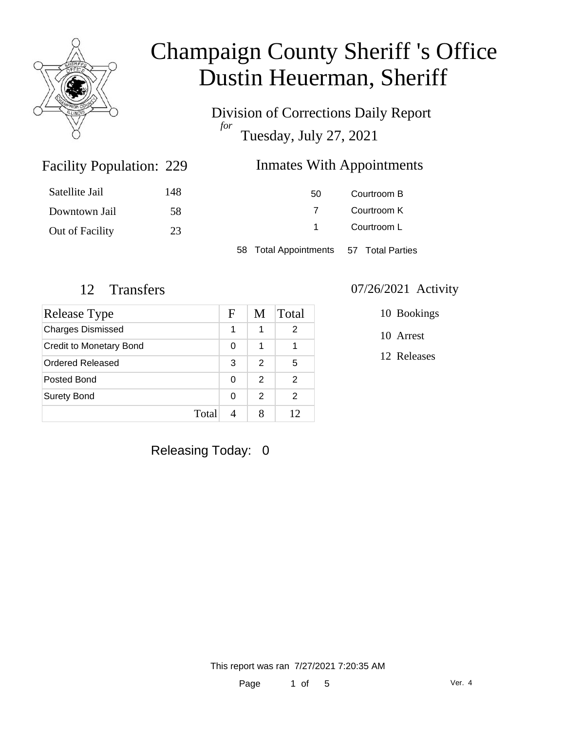# Champaign County Sheriff 's Office
# Dustin Heuerman, Sheriff

Division of Corrections Daily Report
*for*
Tuesday, July 27, 2021

## Facility Population: 229

| | |
|---|---|
| Satellite Jail | 148 |
| Downtown Jail | 58 |
| Out of Facility | 23 |

## Inmates With Appointments

| | |
|---|---|
| 50 | Courtroom B |
| 7 | Courtroom K |
| 1 | Courtroom L |

58 Total Appointments    57 Total Parties

## 12 Transfers

| Release Type | F | M | Total |
|---|---|---|---|
| Charges Dismissed | 1 | 1 | 2 |
| Credit to Monetary Bond | 0 | 1 | 1 |
| Ordered Released | 3 | 2 | 5 |
| Posted Bond | 0 | 2 | 2 |
| Surety Bond | 0 | 2 | 2 |
| Total | 4 | 8 | 12 |

## 07/26/2021 Activity

10 Bookings

10 Arrest

12 Releases

Releasing Today: 0

This report was ran 7/27/2021 7:20:35 AM

Ver. 4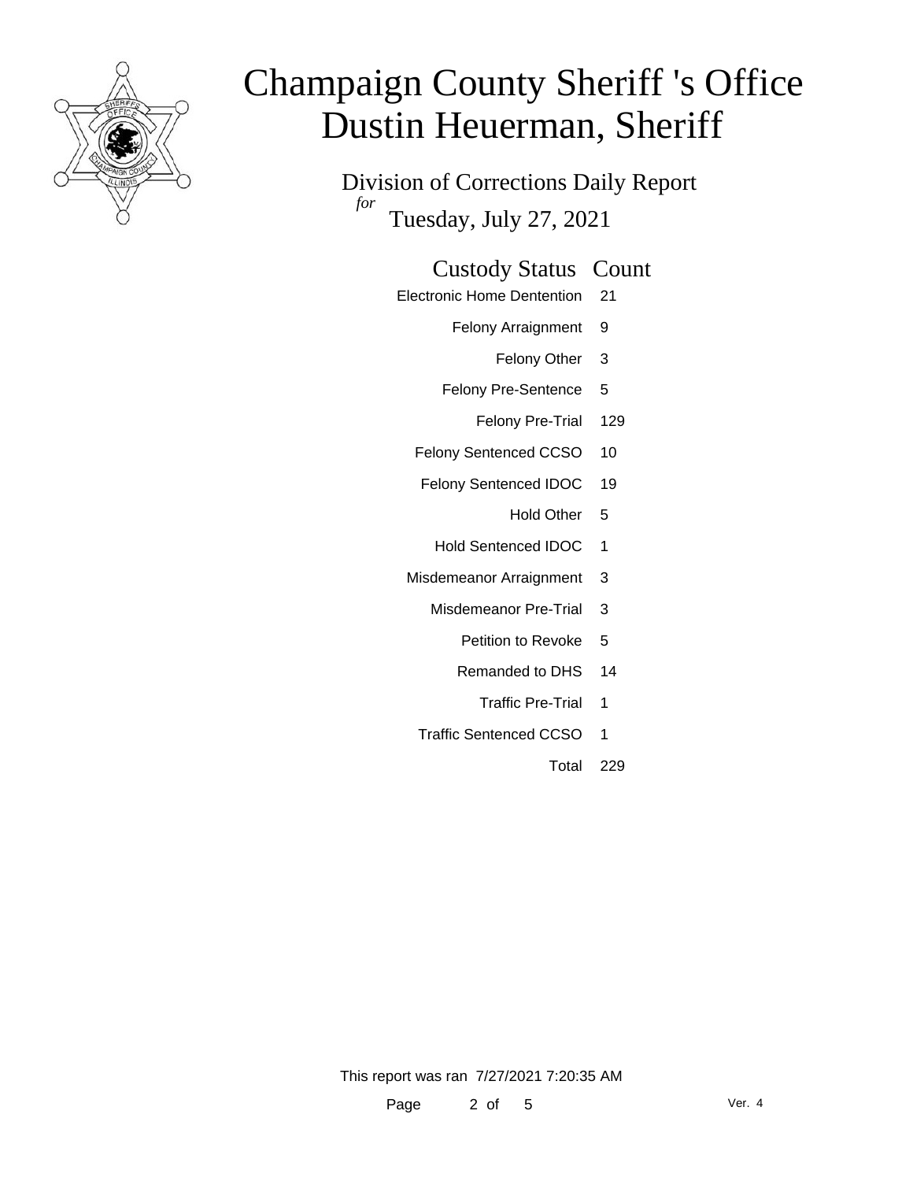# Champaign County Sheriff 's Office
# Dustin Heuerman, Sheriff

Division of Corrections Daily Report
*for*
Tuesday, July 27, 2021

| Custody Status | Count |
|---|---|
| Electronic Home Dentention | 21 |
| Felony Arraignment | 9 |
| Felony Other | 3 |
| Felony Pre-Sentence | 5 |
| Felony Pre-Trial | 129 |
| Felony Sentenced CCSO | 10 |
| Felony Sentenced IDOC | 19 |
| Hold Other | 5 |
| Hold Sentenced IDOC | 1 |
| Misdemeanor Arraignment | 3 |
| Misdemeanor Pre-Trial | 3 |
| Petition to Revoke | 5 |
| Remanded to DHS | 14 |
| Traffic Pre-Trial | 1 |
| Traffic Sentenced CCSO | 1 |
| Total | 229 |

This report was ran 7/27/2021 7:20:35 AM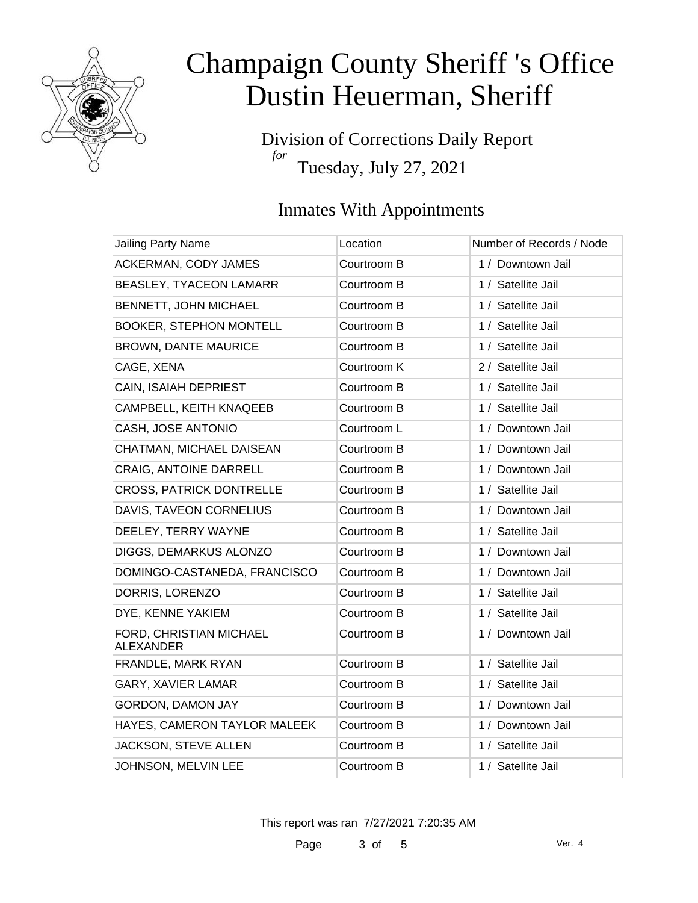# Champaign County Sheriff 's Office
# Dustin Heuerman, Sheriff

Division of Corrections Daily Report
*for*
Tuesday, July 27, 2021

## Inmates With Appointments

| Jailing Party Name | Location | Number of Records / Node |
|---|---|---|
| ACKERMAN, CODY JAMES | Courtroom B | 1 / Downtown Jail |
| BEASLEY, TYACEON LAMARR | Courtroom B | 1 / Satellite Jail |
| BENNETT, JOHN MICHAEL | Courtroom B | 1 / Satellite Jail |
| BOOKER, STEPHON MONTELL | Courtroom B | 1 / Satellite Jail |
| BROWN, DANTE MAURICE | Courtroom B | 1 / Satellite Jail |
| CAGE, XENA | Courtroom K | 2 / Satellite Jail |
| CAIN, ISAIAH DEPRIEST | Courtroom B | 1 / Satellite Jail |
| CAMPBELL, KEITH KNAQEEB | Courtroom B | 1 / Satellite Jail |
| CASH, JOSE ANTONIO | Courtroom L | 1 / Downtown Jail |
| CHATMAN, MICHAEL DAISEAN | Courtroom B | 1 / Downtown Jail |
| CRAIG, ANTOINE DARRELL | Courtroom B | 1 / Downtown Jail |
| CROSS, PATRICK DONTRELLE | Courtroom B | 1 / Satellite Jail |
| DAVIS, TAVEON CORNELIUS | Courtroom B | 1 / Downtown Jail |
| DEELEY, TERRY WAYNE | Courtroom B | 1 / Satellite Jail |
| DIGGS, DEMARKUS ALONZO | Courtroom B | 1 / Downtown Jail |
| DOMINGO-CASTANEDA, FRANCISCO | Courtroom B | 1 / Downtown Jail |
| DORRIS, LORENZO | Courtroom B | 1 / Satellite Jail |
| DYE, KENNE YAKIEM | Courtroom B | 1 / Satellite Jail |
| FORD, CHRISTIAN MICHAEL ALEXANDER | Courtroom B | 1 / Downtown Jail |
| FRANDLE, MARK RYAN | Courtroom B | 1 / Satellite Jail |
| GARY, XAVIER LAMAR | Courtroom B | 1 / Satellite Jail |
| GORDON, DAMON JAY | Courtroom B | 1 / Downtown Jail |
| HAYES, CAMERON TAYLOR MALEEK | Courtroom B | 1 / Downtown Jail |
| JACKSON, STEVE ALLEN | Courtroom B | 1 / Satellite Jail |
| JOHNSON, MELVIN LEE | Courtroom B | 1 / Satellite Jail |

This report was ran 7/27/2021 7:20:35 AM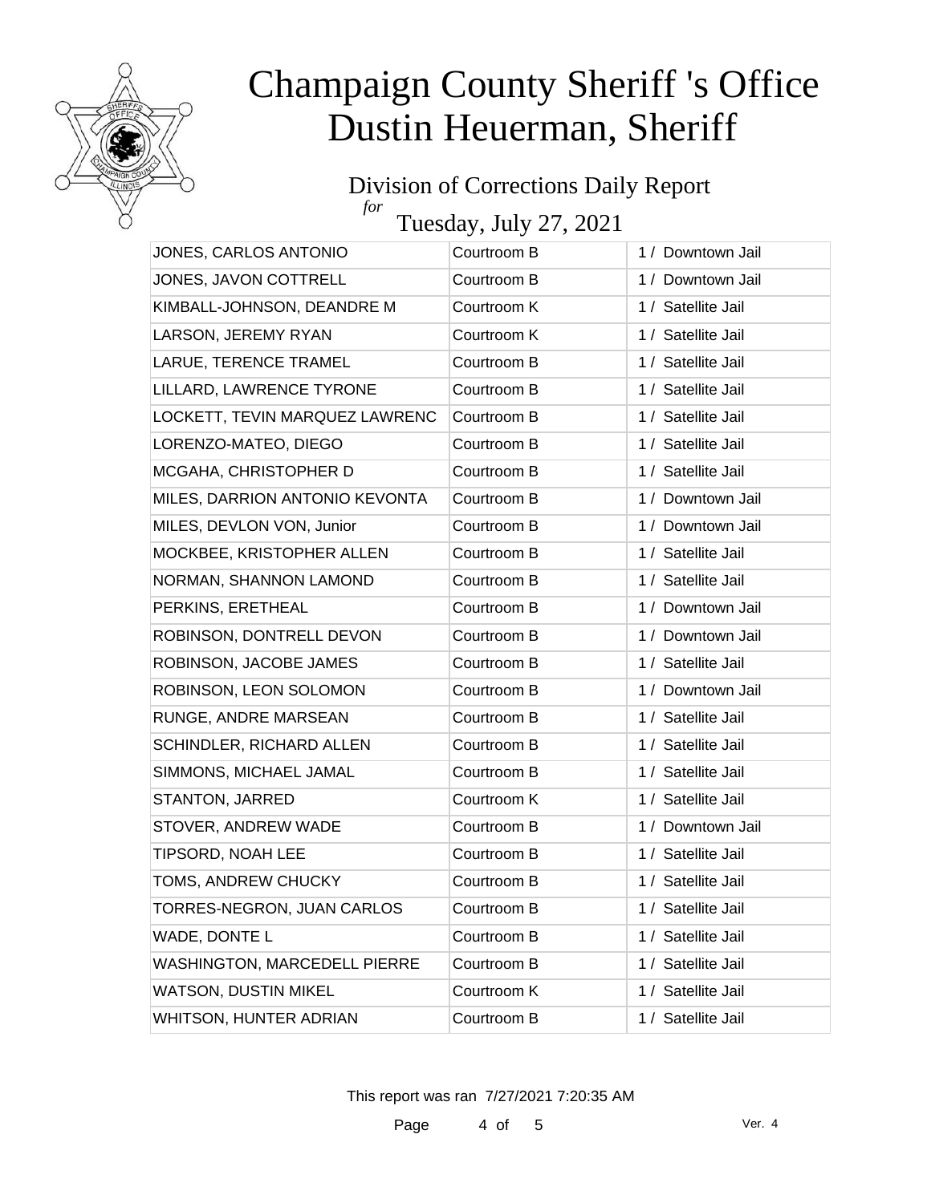# Champaign County Sheriff 's Office
# Dustin Heuerman, Sheriff

## Division of Corrections Daily Report

*for*

## Tuesday, July 27, 2021

| | | |
|---|---|---|
| JONES, CARLOS ANTONIO | Courtroom B | 1 / Downtown Jail |
| JONES, JAVON COTTRELL | Courtroom B | 1 / Downtown Jail |
| KIMBALL-JOHNSON, DEANDRE M | Courtroom K | 1 / Satellite Jail |
| LARSON, JEREMY RYAN | Courtroom K | 1 / Satellite Jail |
| LARUE, TERENCE TRAMEL | Courtroom B | 1 / Satellite Jail |
| LILLARD, LAWRENCE TYRONE | Courtroom B | 1 / Satellite Jail |
| LOCKETT, TEVIN MARQUEZ LAWRENC | Courtroom B | 1 / Satellite Jail |
| LORENZO-MATEO, DIEGO | Courtroom B | 1 / Satellite Jail |
| MCGAHA, CHRISTOPHER D | Courtroom B | 1 / Satellite Jail |
| MILES, DARRION ANTONIO KEVONTA | Courtroom B | 1 / Downtown Jail |
| MILES, DEVLON VON, Junior | Courtroom B | 1 / Downtown Jail |
| MOCKBEE, KRISTOPHER ALLEN | Courtroom B | 1 / Satellite Jail |
| NORMAN, SHANNON LAMOND | Courtroom B | 1 / Satellite Jail |
| PERKINS, ERETHEAL | Courtroom B | 1 / Downtown Jail |
| ROBINSON, DONTRELL DEVON | Courtroom B | 1 / Downtown Jail |
| ROBINSON, JACOBE JAMES | Courtroom B | 1 / Satellite Jail |
| ROBINSON, LEON SOLOMON | Courtroom B | 1 / Downtown Jail |
| RUNGE, ANDRE MARSEAN | Courtroom B | 1 / Satellite Jail |
| SCHINDLER, RICHARD ALLEN | Courtroom B | 1 / Satellite Jail |
| SIMMONS, MICHAEL JAMAL | Courtroom B | 1 / Satellite Jail |
| STANTON, JARRED | Courtroom K | 1 / Satellite Jail |
| STOVER, ANDREW WADE | Courtroom B | 1 / Downtown Jail |
| TIPSORD, NOAH LEE | Courtroom B | 1 / Satellite Jail |
| TOMS, ANDREW CHUCKY | Courtroom B | 1 / Satellite Jail |
| TORRES-NEGRON, JUAN CARLOS | Courtroom B | 1 / Satellite Jail |
| WADE, DONTE L | Courtroom B | 1 / Satellite Jail |
| WASHINGTON, MARCEDELL PIERRE | Courtroom B | 1 / Satellite Jail |
| WATSON, DUSTIN MIKEL | Courtroom K | 1 / Satellite Jail |
| WHITSON, HUNTER ADRIAN | Courtroom B | 1 / Satellite Jail |

This report was ran 7/27/2021 7:20:35 AM

Ver. 4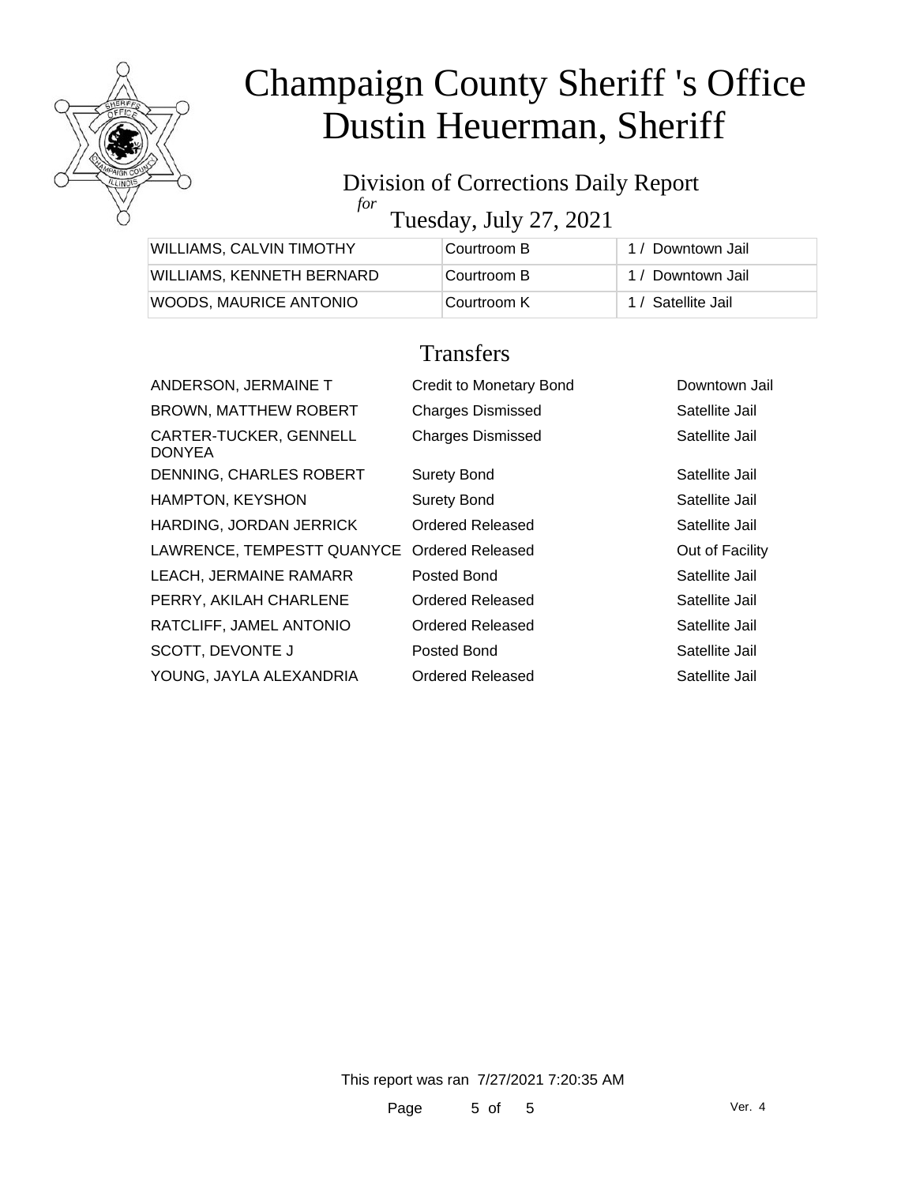# Champaign County Sheriff 's Office
# Dustin Heuerman, Sheriff

## Division of Corrections Daily Report

*for*

## Tuesday, July 27, 2021

| | | |
|---|---|---|
| WILLIAMS, CALVIN TIMOTHY | Courtroom B | 1 / Downtown Jail |
| WILLIAMS, KENNETH BERNARD | Courtroom B | 1 / Downtown Jail |
| WOODS, MAURICE ANTONIO | Courtroom K | 1 / Satellite Jail |

## Transfers

| | | |
|---|---|---|
| ANDERSON, JERMAINE T | Credit to Monetary Bond | Downtown Jail |
| BROWN, MATTHEW ROBERT | Charges Dismissed | Satellite Jail |
| CARTER-TUCKER, GENNELL DONYEA | Charges Dismissed | Satellite Jail |
| DENNING, CHARLES ROBERT | Surety Bond | Satellite Jail |
| HAMPTON, KEYSHON | Surety Bond | Satellite Jail |
| HARDING, JORDAN JERRICK | Ordered Released | Satellite Jail |
| LAWRENCE, TEMPESTT QUANYCE | Ordered Released | Out of Facility |
| LEACH, JERMAINE RAMARR | Posted Bond | Satellite Jail |
| PERRY, AKILAH CHARLENE | Ordered Released | Satellite Jail |
| RATCLIFF, JAMEL ANTONIO | Ordered Released | Satellite Jail |
| SCOTT, DEVONTE J | Posted Bond | Satellite Jail |
| YOUNG, JAYLA ALEXANDRIA | Ordered Released | Satellite Jail |

This report was ran 7/27/2021 7:20:35 AM

Ver. 4